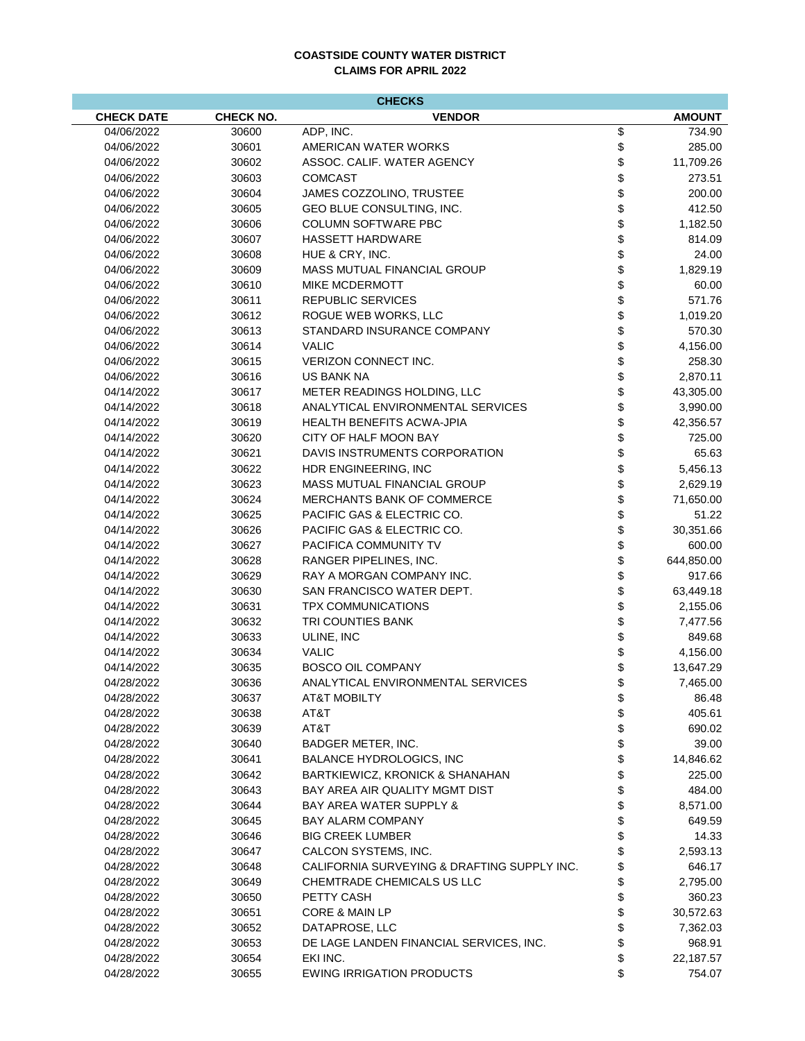**COASTSIDE COUNTY WATER DISTRICT**
**CLAIMS FOR APRIL 2022**

| CHECKS | | | | |
|---|---|---|---|---|
| **CHECK DATE** | **CHECK NO.** | **VENDOR** | | **AMOUNT** |
| 04/06/2022 | 30600 | ADP, INC. | $ | 734.90 |
| 04/06/2022 | 30601 | AMERICAN WATER WORKS | $ | 285.00 |
| 04/06/2022 | 30602 | ASSOC. CALIF. WATER AGENCY | $ | 11,709.26 |
| 04/06/2022 | 30603 | COMCAST | $ | 273.51 |
| 04/06/2022 | 30604 | JAMES COZZOLINO, TRUSTEE | $ | 200.00 |
| 04/06/2022 | 30605 | GEO BLUE CONSULTING, INC. | $ | 412.50 |
| 04/06/2022 | 30606 | COLUMN SOFTWARE PBC | $ | 1,182.50 |
| 04/06/2022 | 30607 | HASSETT HARDWARE | $ | 814.09 |
| 04/06/2022 | 30608 | HUE & CRY, INC. | $ | 24.00 |
| 04/06/2022 | 30609 | MASS MUTUAL FINANCIAL GROUP | $ | 1,829.19 |
| 04/06/2022 | 30610 | MIKE MCDERMOTT | $ | 60.00 |
| 04/06/2022 | 30611 | REPUBLIC SERVICES | $ | 571.76 |
| 04/06/2022 | 30612 | ROGUE WEB WORKS, LLC | $ | 1,019.20 |
| 04/06/2022 | 30613 | STANDARD INSURANCE COMPANY | $ | 570.30 |
| 04/06/2022 | 30614 | VALIC | $ | 4,156.00 |
| 04/06/2022 | 30615 | VERIZON CONNECT INC. | $ | 258.30 |
| 04/06/2022 | 30616 | US BANK NA | $ | 2,870.11 |
| 04/14/2022 | 30617 | METER READINGS HOLDING, LLC | $ | 43,305.00 |
| 04/14/2022 | 30618 | ANALYTICAL ENVIRONMENTAL SERVICES | $ | 3,990.00 |
| 04/14/2022 | 30619 | HEALTH BENEFITS ACWA-JPIA | $ | 42,356.57 |
| 04/14/2022 | 30620 | CITY OF HALF MOON BAY | $ | 725.00 |
| 04/14/2022 | 30621 | DAVIS INSTRUMENTS CORPORATION | $ | 65.63 |
| 04/14/2022 | 30622 | HDR ENGINEERING, INC | $ | 5,456.13 |
| 04/14/2022 | 30623 | MASS MUTUAL FINANCIAL GROUP | $ | 2,629.19 |
| 04/14/2022 | 30624 | MERCHANTS BANK OF COMMERCE | $ | 71,650.00 |
| 04/14/2022 | 30625 | PACIFIC GAS & ELECTRIC CO. | $ | 51.22 |
| 04/14/2022 | 30626 | PACIFIC GAS & ELECTRIC CO. | $ | 30,351.66 |
| 04/14/2022 | 30627 | PACIFICA COMMUNITY TV | $ | 600.00 |
| 04/14/2022 | 30628 | RANGER PIPELINES, INC. | $ | 644,850.00 |
| 04/14/2022 | 30629 | RAY A MORGAN COMPANY INC. | $ | 917.66 |
| 04/14/2022 | 30630 | SAN FRANCISCO WATER DEPT. | $ | 63,449.18 |
| 04/14/2022 | 30631 | TPX COMMUNICATIONS | $ | 2,155.06 |
| 04/14/2022 | 30632 | TRI COUNTIES BANK | $ | 7,477.56 |
| 04/14/2022 | 30633 | ULINE, INC | $ | 849.68 |
| 04/14/2022 | 30634 | VALIC | $ | 4,156.00 |
| 04/14/2022 | 30635 | BOSCO OIL COMPANY | $ | 13,647.29 |
| 04/28/2022 | 30636 | ANALYTICAL ENVIRONMENTAL SERVICES | $ | 7,465.00 |
| 04/28/2022 | 30637 | AT&T MOBILTY | $ | 86.48 |
| 04/28/2022 | 30638 | AT&T | $ | 405.61 |
| 04/28/2022 | 30639 | AT&T | $ | 690.02 |
| 04/28/2022 | 30640 | BADGER METER, INC. | $ | 39.00 |
| 04/28/2022 | 30641 | BALANCE HYDROLOGICS, INC | $ | 14,846.62 |
| 04/28/2022 | 30642 | BARTKIEWICZ, KRONICK & SHANAHAN | $ | 225.00 |
| 04/28/2022 | 30643 | BAY AREA AIR QUALITY MGMT DIST | $ | 484.00 |
| 04/28/2022 | 30644 | BAY AREA WATER SUPPLY & | $ | 8,571.00 |
| 04/28/2022 | 30645 | BAY ALARM COMPANY | $ | 649.59 |
| 04/28/2022 | 30646 | BIG CREEK LUMBER | $ | 14.33 |
| 04/28/2022 | 30647 | CALCON SYSTEMS, INC. | $ | 2,593.13 |
| 04/28/2022 | 30648 | CALIFORNIA SURVEYING & DRAFTING SUPPLY INC. | $ | 646.17 |
| 04/28/2022 | 30649 | CHEMTRADE CHEMICALS US LLC | $ | 2,795.00 |
| 04/28/2022 | 30650 | PETTY CASH | $ | 360.23 |
| 04/28/2022 | 30651 | CORE & MAIN LP | $ | 30,572.63 |
| 04/28/2022 | 30652 | DATAPROSE, LLC | $ | 7,362.03 |
| 04/28/2022 | 30653 | DE LAGE LANDEN FINANCIAL SERVICES, INC. | $ | 968.91 |
| 04/28/2022 | 30654 | EKI INC. | $ | 22,187.57 |
| 04/28/2022 | 30655 | EWING IRRIGATION PRODUCTS | $ | 754.07 |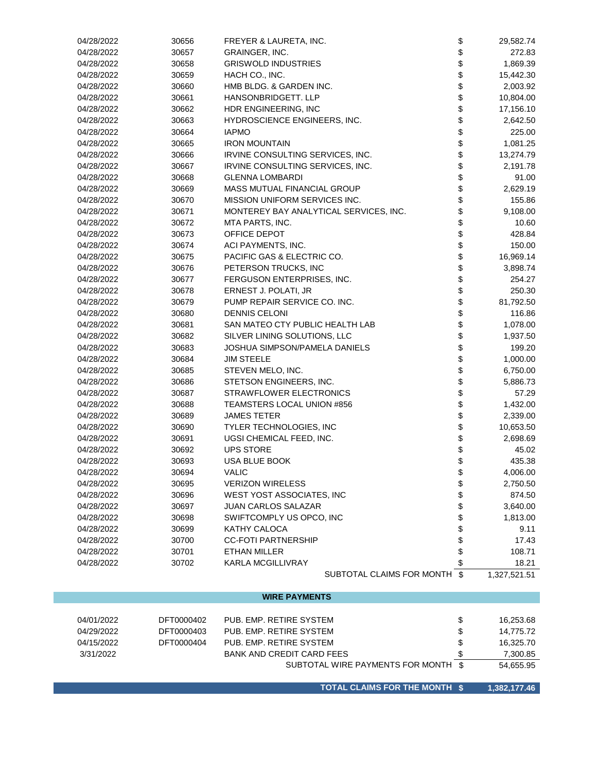| | | | | |
|---|---|---|---|---|
| 04/28/2022 | 30656 | FREYER & LAURETA, INC. | $ | 29,582.74 |
| 04/28/2022 | 30657 | GRAINGER, INC. | $ | 272.83 |
| 04/28/2022 | 30658 | GRISWOLD INDUSTRIES | $ | 1,869.39 |
| 04/28/2022 | 30659 | HACH CO., INC. | $ | 15,442.30 |
| 04/28/2022 | 30660 | HMB BLDG. & GARDEN INC. | $ | 2,003.92 |
| 04/28/2022 | 30661 | HANSONBRIDGETT. LLP | $ | 10,804.00 |
| 04/28/2022 | 30662 | HDR ENGINEERING, INC | $ | 17,156.10 |
| 04/28/2022 | 30663 | HYDROSCIENCE ENGINEERS, INC. | $ | 2,642.50 |
| 04/28/2022 | 30664 | IAPMO | $ | 225.00 |
| 04/28/2022 | 30665 | IRON MOUNTAIN | $ | 1,081.25 |
| 04/28/2022 | 30666 | IRVINE CONSULTING SERVICES, INC. | $ | 13,274.79 |
| 04/28/2022 | 30667 | IRVINE CONSULTING SERVICES, INC. | $ | 2,191.78 |
| 04/28/2022 | 30668 | GLENNA LOMBARDI | $ | 91.00 |
| 04/28/2022 | 30669 | MASS MUTUAL FINANCIAL GROUP | $ | 2,629.19 |
| 04/28/2022 | 30670 | MISSION UNIFORM SERVICES INC. | $ | 155.86 |
| 04/28/2022 | 30671 | MONTEREY BAY ANALYTICAL SERVICES, INC. | $ | 9,108.00 |
| 04/28/2022 | 30672 | MTA PARTS, INC. | $ | 10.60 |
| 04/28/2022 | 30673 | OFFICE DEPOT | $ | 428.84 |
| 04/28/2022 | 30674 | ACI PAYMENTS, INC. | $ | 150.00 |
| 04/28/2022 | 30675 | PACIFIC GAS & ELECTRIC CO. | $ | 16,969.14 |
| 04/28/2022 | 30676 | PETERSON TRUCKS, INC | $ | 3,898.74 |
| 04/28/2022 | 30677 | FERGUSON ENTERPRISES, INC. | $ | 254.27 |
| 04/28/2022 | 30678 | ERNEST J. POLATI, JR | $ | 250.30 |
| 04/28/2022 | 30679 | PUMP REPAIR SERVICE CO. INC. | $ | 81,792.50 |
| 04/28/2022 | 30680 | DENNIS CELONI | $ | 116.86 |
| 04/28/2022 | 30681 | SAN MATEO CTY PUBLIC HEALTH LAB | $ | 1,078.00 |
| 04/28/2022 | 30682 | SILVER LINING SOLUTIONS, LLC | $ | 1,937.50 |
| 04/28/2022 | 30683 | JOSHUA SIMPSON/PAMELA DANIELS | $ | 199.20 |
| 04/28/2022 | 30684 | JIM STEELE | $ | 1,000.00 |
| 04/28/2022 | 30685 | STEVEN MELO, INC. | $ | 6,750.00 |
| 04/28/2022 | 30686 | STETSON ENGINEERS, INC. | $ | 5,886.73 |
| 04/28/2022 | 30687 | STRAWFLOWER ELECTRONICS | $ | 57.29 |
| 04/28/2022 | 30688 | TEAMSTERS LOCAL UNION #856 | $ | 1,432.00 |
| 04/28/2022 | 30689 | JAMES TETER | $ | 2,339.00 |
| 04/28/2022 | 30690 | TYLER TECHNOLOGIES, INC | $ | 10,653.50 |
| 04/28/2022 | 30691 | UGSI CHEMICAL FEED, INC. | $ | 2,698.69 |
| 04/28/2022 | 30692 | UPS STORE | $ | 45.02 |
| 04/28/2022 | 30693 | USA BLUE BOOK | $ | 435.38 |
| 04/28/2022 | 30694 | VALIC | $ | 4,006.00 |
| 04/28/2022 | 30695 | VERIZON WIRELESS | $ | 2,750.50 |
| 04/28/2022 | 30696 | WEST YOST ASSOCIATES, INC | $ | 874.50 |
| 04/28/2022 | 30697 | JUAN CARLOS SALAZAR | $ | 3,640.00 |
| 04/28/2022 | 30698 | SWIFTCOMPLY US OPCO, INC | $ | 1,813.00 |
| 04/28/2022 | 30699 | KATHY CALOCA | $ | 9.11 |
| 04/28/2022 | 30700 | CC-FOTI PARTNERSHIP | $ | 17.43 |
| 04/28/2022 | 30701 | ETHAN MILLER | $ | 108.71 |
| 04/28/2022 | 30702 | KARLA MCGILLIVRAY | $ | 18.21 |
| | | SUBTOTAL CLAIMS FOR MONTH | $ | 1,327,521.51 |

**WIRE PAYMENTS**

| | | | | |
|---|---|---|---|---|
| 04/01/2022 | DFT0000402 | PUB. EMP. RETIRE SYSTEM | $ | 16,253.68 |
| 04/29/2022 | DFT0000403 | PUB. EMP. RETIRE SYSTEM | $ | 14,775.72 |
| 04/15/2022 | DFT0000404 | PUB. EMP. RETIRE SYSTEM | $ | 16,325.70 |
| 3/31/2022 | | BANK AND CREDIT CARD FEES | $ | 7,300.85 |
| | | SUBTOTAL WIRE PAYMENTS FOR MONTH | $ | 54,655.95 |

**TOTAL CLAIMS FOR THE MONTH $ 1,382,177.46**